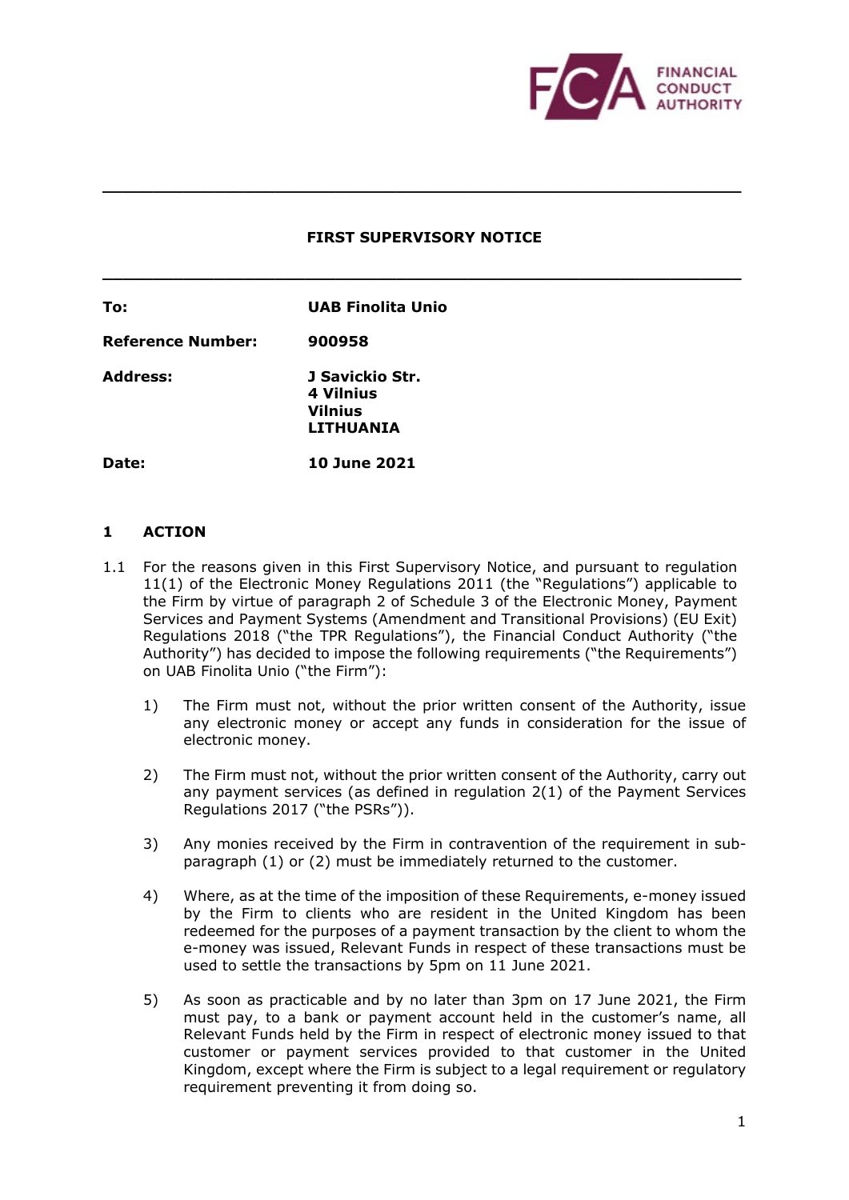# FIRST SUPERVISORY NOTICE

| | |
|---|---|
| **To:** | **UAB Finolita Unio** |
| **Reference Number:** | **900958** |
| **Address:** | **J Savickio Str. 4 Vilnius Vilnius LITHUANIA** |
| **Date:** | **10 June 2021** |

## 1 ACTION

1.1 For the reasons given in this First Supervisory Notice, and pursuant to regulation 11(1) of the Electronic Money Regulations 2011 (the "Regulations") applicable to the Firm by virtue of paragraph 2 of Schedule 3 of the Electronic Money, Payment Services and Payment Systems (Amendment and Transitional Provisions) (EU Exit) Regulations 2018 ("the TPR Regulations"), the Financial Conduct Authority ("the Authority") has decided to impose the following requirements ("the Requirements") on UAB Finolita Unio ("the Firm"):

1) The Firm must not, without the prior written consent of the Authority, issue any electronic money or accept any funds in consideration for the issue of electronic money.

2) The Firm must not, without the prior written consent of the Authority, carry out any payment services (as defined in regulation 2(1) of the Payment Services Regulations 2017 ("the PSRs")).

3) Any monies received by the Firm in contravention of the requirement in sub-paragraph (1) or (2) must be immediately returned to the customer.

4) Where, as at the time of the imposition of these Requirements, e-money issued by the Firm to clients who are resident in the United Kingdom has been redeemed for the purposes of a payment transaction by the client to whom the e-money was issued, Relevant Funds in respect of these transactions must be used to settle the transactions by 5pm on 11 June 2021.

5) As soon as practicable and by no later than 3pm on 17 June 2021, the Firm must pay, to a bank or payment account held in the customer's name, all Relevant Funds held by the Firm in respect of electronic money issued to that customer or payment services provided to that customer in the United Kingdom, except where the Firm is subject to a legal requirement or regulatory requirement preventing it from doing so.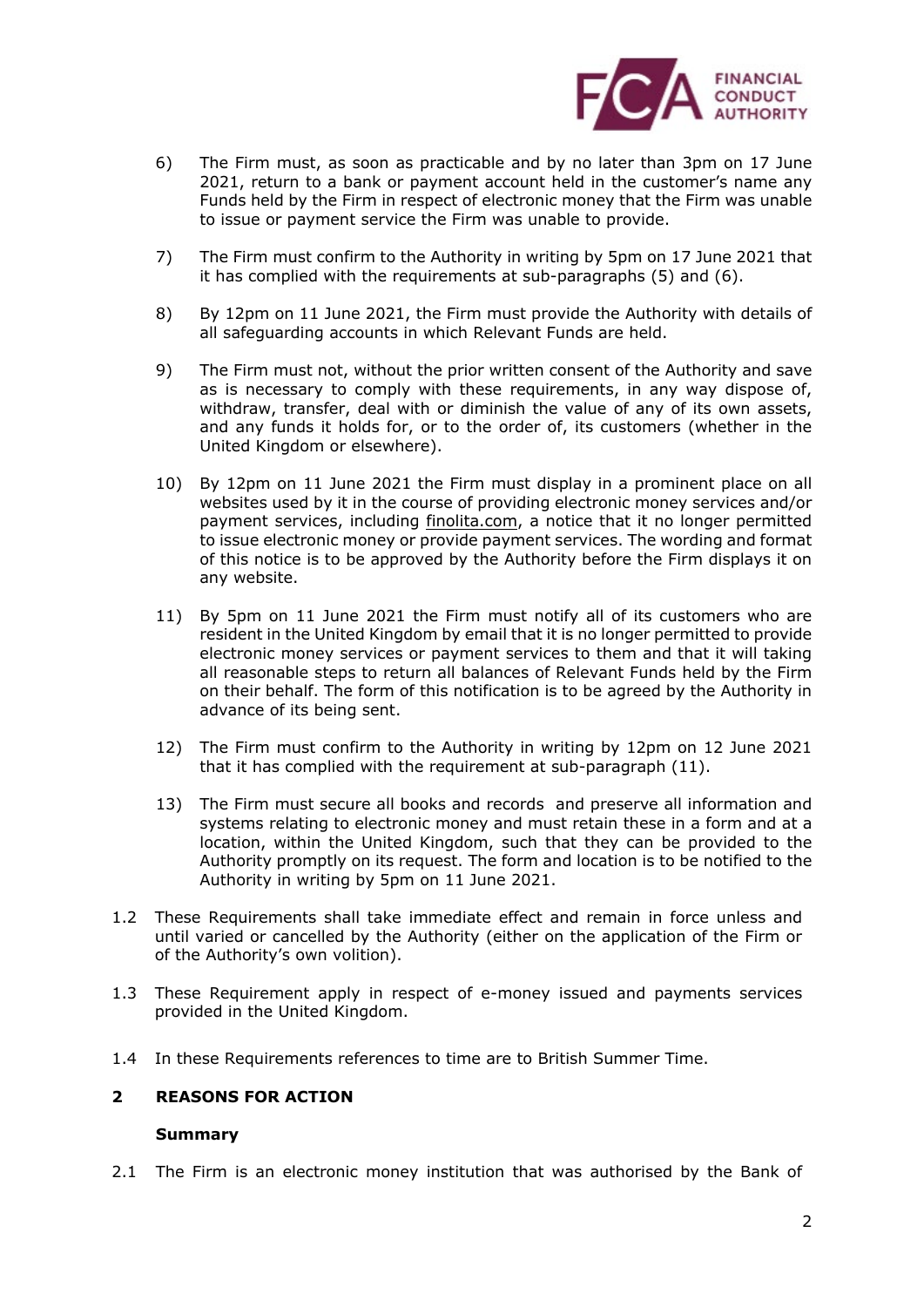6) The Firm must, as soon as practicable and by no later than 3pm on 17 June 2021, return to a bank or payment account held in the customer's name any Funds held by the Firm in respect of electronic money that the Firm was unable to issue or payment service the Firm was unable to provide.

7) The Firm must confirm to the Authority in writing by 5pm on 17 June 2021 that it has complied with the requirements at sub-paragraphs (5) and (6).

8) By 12pm on 11 June 2021, the Firm must provide the Authority with details of all safeguarding accounts in which Relevant Funds are held.

9) The Firm must not, without the prior written consent of the Authority and save as is necessary to comply with these requirements, in any way dispose of, withdraw, transfer, deal with or diminish the value of any of its own assets, and any funds it holds for, or to the order of, its customers (whether in the United Kingdom or elsewhere).

10) By 12pm on 11 June 2021 the Firm must display in a prominent place on all websites used by it in the course of providing electronic money services and/or payment services, including finolita.com, a notice that it no longer permitted to issue electronic money or provide payment services. The wording and format of this notice is to be approved by the Authority before the Firm displays it on any website.

11) By 5pm on 11 June 2021 the Firm must notify all of its customers who are resident in the United Kingdom by email that it is no longer permitted to provide electronic money services or payment services to them and that it will taking all reasonable steps to return all balances of Relevant Funds held by the Firm on their behalf. The form of this notification is to be agreed by the Authority in advance of its being sent.

12) The Firm must confirm to the Authority in writing by 12pm on 12 June 2021 that it has complied with the requirement at sub-paragraph (11).

13) The Firm must secure all books and records and preserve all information and systems relating to electronic money and must retain these in a form and at a location, within the United Kingdom, such that they can be provided to the Authority promptly on its request. The form and location is to be notified to the Authority in writing by 5pm on 11 June 2021.

1.2 These Requirements shall take immediate effect and remain in force unless and until varied or cancelled by the Authority (either on the application of the Firm or of the Authority's own volition).

1.3 These Requirement apply in respect of e-money issued and payments services provided in the United Kingdom.

1.4 In these Requirements references to time are to British Summer Time.

## 2 REASONS FOR ACTION

### Summary

2.1 The Firm is an electronic money institution that was authorised by the Bank of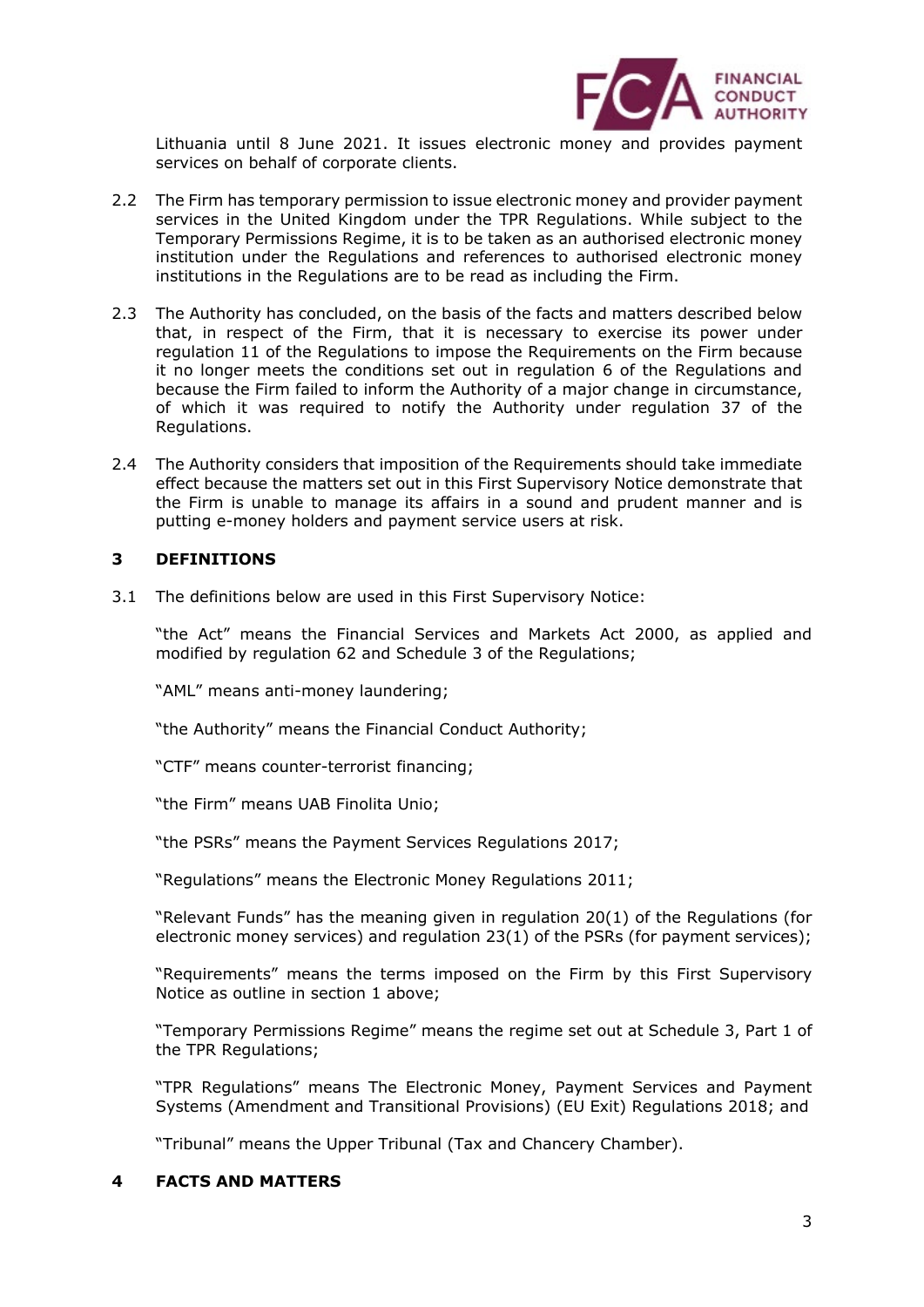Lithuania until 8 June 2021. It issues electronic money and provides payment services on behalf of corporate clients.

2.2 The Firm has temporary permission to issue electronic money and provider payment services in the United Kingdom under the TPR Regulations. While subject to the Temporary Permissions Regime, it is to be taken as an authorised electronic money institution under the Regulations and references to authorised electronic money institutions in the Regulations are to be read as including the Firm.

2.3 The Authority has concluded, on the basis of the facts and matters described below that, in respect of the Firm, that it is necessary to exercise its power under regulation 11 of the Regulations to impose the Requirements on the Firm because it no longer meets the conditions set out in regulation 6 of the Regulations and because the Firm failed to inform the Authority of a major change in circumstance, of which it was required to notify the Authority under regulation 37 of the Regulations.

2.4 The Authority considers that imposition of the Requirements should take immediate effect because the matters set out in this First Supervisory Notice demonstrate that the Firm is unable to manage its affairs in a sound and prudent manner and is putting e-money holders and payment service users at risk.

## 3 DEFINITIONS

3.1 The definitions below are used in this First Supervisory Notice:

"the Act" means the Financial Services and Markets Act 2000, as applied and modified by regulation 62 and Schedule 3 of the Regulations;

"AML" means anti-money laundering;

"the Authority" means the Financial Conduct Authority;

"CTF" means counter-terrorist financing;

"the Firm" means UAB Finolita Unio;

"the PSRs" means the Payment Services Regulations 2017;

"Regulations" means the Electronic Money Regulations 2011;

"Relevant Funds" has the meaning given in regulation 20(1) of the Regulations (for electronic money services) and regulation 23(1) of the PSRs (for payment services);

"Requirements" means the terms imposed on the Firm by this First Supervisory Notice as outline in section 1 above;

"Temporary Permissions Regime" means the regime set out at Schedule 3, Part 1 of the TPR Regulations;

"TPR Regulations" means The Electronic Money, Payment Services and Payment Systems (Amendment and Transitional Provisions) (EU Exit) Regulations 2018; and

"Tribunal" means the Upper Tribunal (Tax and Chancery Chamber).

## 4 FACTS AND MATTERS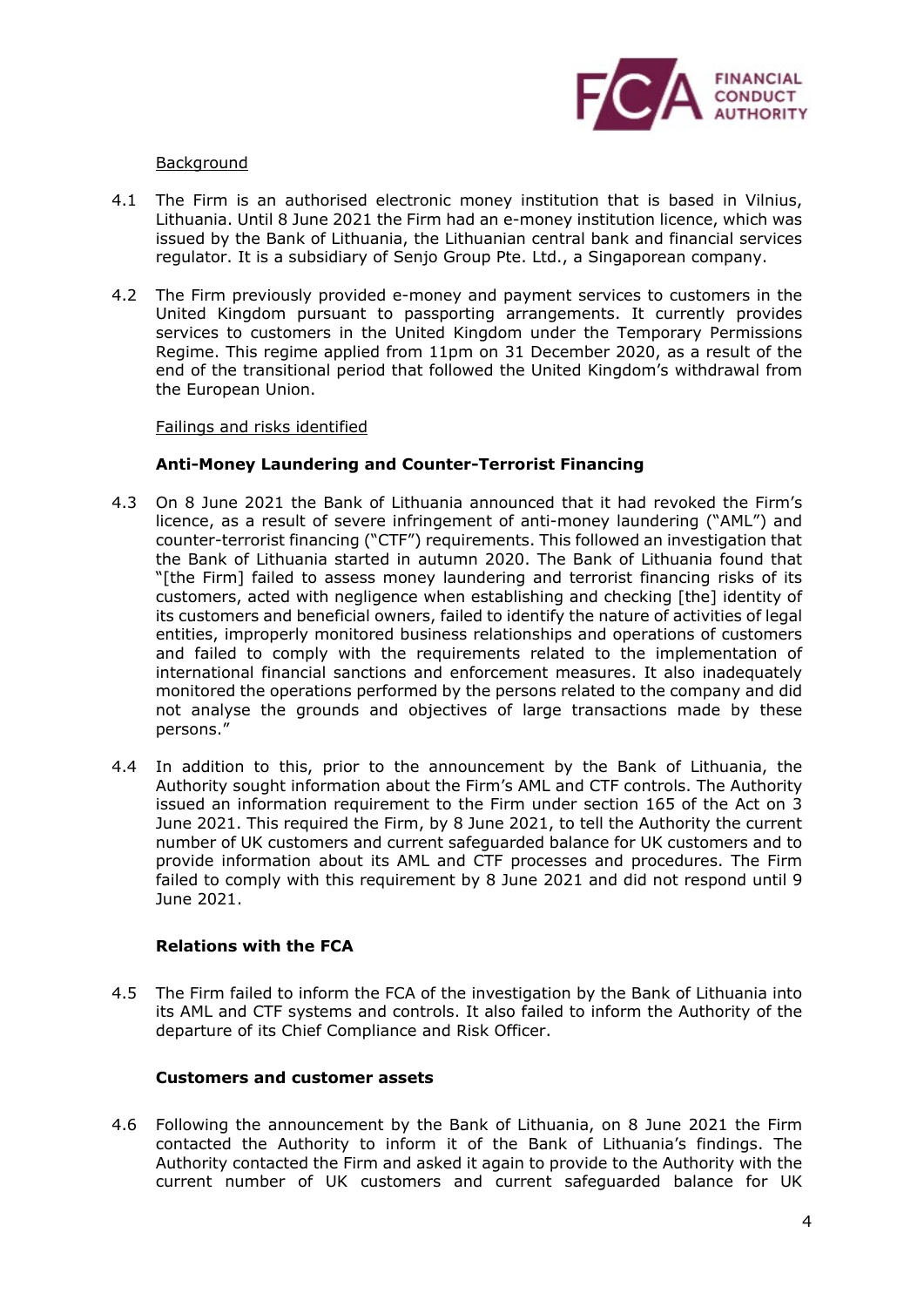Background

4.1 The Firm is an authorised electronic money institution that is based in Vilnius, Lithuania. Until 8 June 2021 the Firm had an e-money institution licence, which was issued by the Bank of Lithuania, the Lithuanian central bank and financial services regulator. It is a subsidiary of Senjo Group Pte. Ltd., a Singaporean company.

4.2 The Firm previously provided e-money and payment services to customers in the United Kingdom pursuant to passporting arrangements. It currently provides services to customers in the United Kingdom under the Temporary Permissions Regime. This regime applied from 11pm on 31 December 2020, as a result of the end of the transitional period that followed the United Kingdom's withdrawal from the European Union.

Failings and risks identified

**Anti-Money Laundering and Counter-Terrorist Financing**

4.3 On 8 June 2021 the Bank of Lithuania announced that it had revoked the Firm's licence, as a result of severe infringement of anti-money laundering ("AML") and counter-terrorist financing ("CTF") requirements. This followed an investigation that the Bank of Lithuania started in autumn 2020. The Bank of Lithuania found that "[the Firm] failed to assess money laundering and terrorist financing risks of its customers, acted with negligence when establishing and checking [the] identity of its customers and beneficial owners, failed to identify the nature of activities of legal entities, improperly monitored business relationships and operations of customers and failed to comply with the requirements related to the implementation of international financial sanctions and enforcement measures. It also inadequately monitored the operations performed by the persons related to the company and did not analyse the grounds and objectives of large transactions made by these persons."

4.4 In addition to this, prior to the announcement by the Bank of Lithuania, the Authority sought information about the Firm's AML and CTF controls. The Authority issued an information requirement to the Firm under section 165 of the Act on 3 June 2021. This required the Firm, by 8 June 2021, to tell the Authority the current number of UK customers and current safeguarded balance for UK customers and to provide information about its AML and CTF processes and procedures. The Firm failed to comply with this requirement by 8 June 2021 and did not respond until 9 June 2021.

**Relations with the FCA**

4.5 The Firm failed to inform the FCA of the investigation by the Bank of Lithuania into its AML and CTF systems and controls. It also failed to inform the Authority of the departure of its Chief Compliance and Risk Officer.

**Customers and customer assets**

4.6 Following the announcement by the Bank of Lithuania, on 8 June 2021 the Firm contacted the Authority to inform it of the Bank of Lithuania's findings. The Authority contacted the Firm and asked it again to provide to the Authority with the current number of UK customers and current safeguarded balance for UK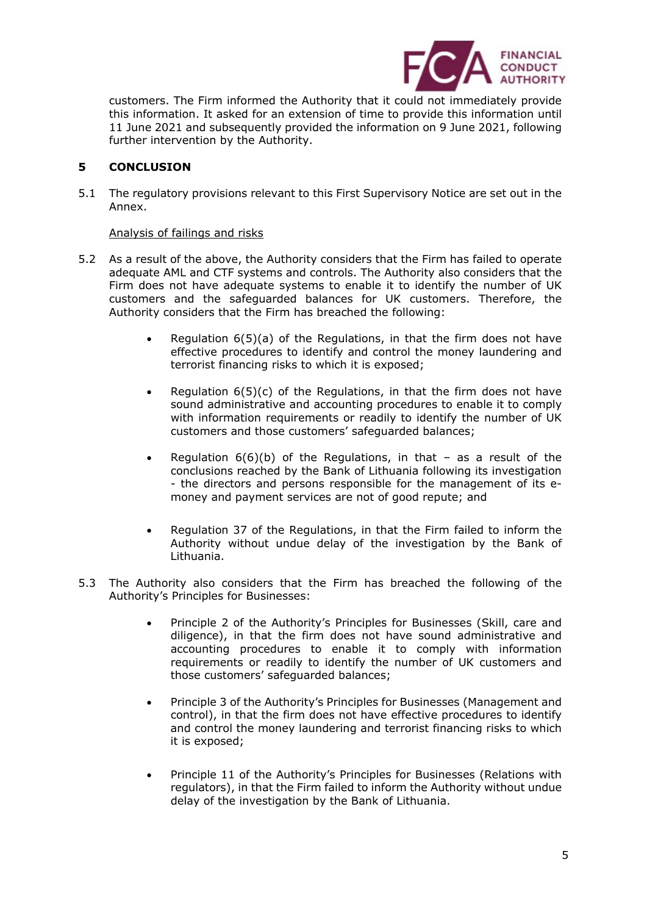customers. The Firm informed the Authority that it could not immediately provide this information. It asked for an extension of time to provide this information until 11 June 2021 and subsequently provided the information on 9 June 2021, following further intervention by the Authority.

## 5 CONCLUSION

5.1 The regulatory provisions relevant to this First Supervisory Notice are set out in the Annex.

Analysis of failings and risks

5.2 As a result of the above, the Authority considers that the Firm has failed to operate adequate AML and CTF systems and controls. The Authority also considers that the Firm does not have adequate systems to enable it to identify the number of UK customers and the safeguarded balances for UK customers. Therefore, the Authority considers that the Firm has breached the following:

- Regulation 6(5)(a) of the Regulations, in that the firm does not have effective procedures to identify and control the money laundering and terrorist financing risks to which it is exposed;
- Regulation 6(5)(c) of the Regulations, in that the firm does not have sound administrative and accounting procedures to enable it to comply with information requirements or readily to identify the number of UK customers and those customers' safeguarded balances;
- Regulation 6(6)(b) of the Regulations, in that – as a result of the conclusions reached by the Bank of Lithuania following its investigation - the directors and persons responsible for the management of its e-money and payment services are not of good repute; and
- Regulation 37 of the Regulations, in that the Firm failed to inform the Authority without undue delay of the investigation by the Bank of Lithuania.

5.3 The Authority also considers that the Firm has breached the following of the Authority's Principles for Businesses:

- Principle 2 of the Authority's Principles for Businesses (Skill, care and diligence), in that the firm does not have sound administrative and accounting procedures to enable it to comply with information requirements or readily to identify the number of UK customers and those customers' safeguarded balances;
- Principle 3 of the Authority's Principles for Businesses (Management and control), in that the firm does not have effective procedures to identify and control the money laundering and terrorist financing risks to which it is exposed;
- Principle 11 of the Authority's Principles for Businesses (Relations with regulators), in that the Firm failed to inform the Authority without undue delay of the investigation by the Bank of Lithuania.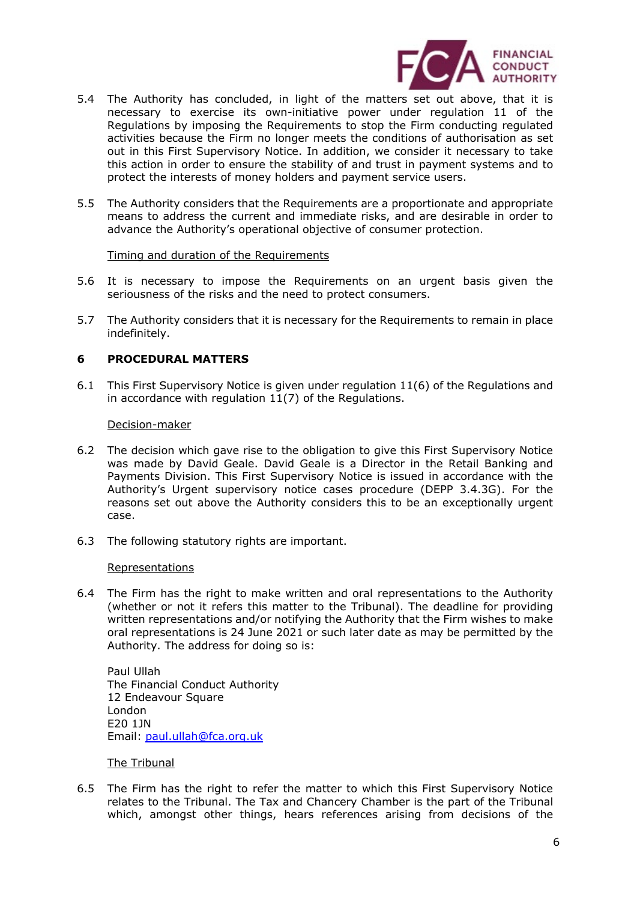5.4 The Authority has concluded, in light of the matters set out above, that it is necessary to exercise its own-initiative power under regulation 11 of the Regulations by imposing the Requirements to stop the Firm conducting regulated activities because the Firm no longer meets the conditions of authorisation as set out in this First Supervisory Notice. In addition, we consider it necessary to take this action in order to ensure the stability of and trust in payment systems and to protect the interests of money holders and payment service users.

5.5 The Authority considers that the Requirements are a proportionate and appropriate means to address the current and immediate risks, and are desirable in order to advance the Authority's operational objective of consumer protection.

Timing and duration of the Requirements

5.6 It is necessary to impose the Requirements on an urgent basis given the seriousness of the risks and the need to protect consumers.

5.7 The Authority considers that it is necessary for the Requirements to remain in place indefinitely.

## 6 PROCEDURAL MATTERS

6.1 This First Supervisory Notice is given under regulation 11(6) of the Regulations and in accordance with regulation 11(7) of the Regulations.

Decision-maker

6.2 The decision which gave rise to the obligation to give this First Supervisory Notice was made by David Geale. David Geale is a Director in the Retail Banking and Payments Division. This First Supervisory Notice is issued in accordance with the Authority's Urgent supervisory notice cases procedure (DEPP 3.4.3G). For the reasons set out above the Authority considers this to be an exceptionally urgent case.

6.3 The following statutory rights are important.

Representations

6.4 The Firm has the right to make written and oral representations to the Authority (whether or not it refers this matter to the Tribunal). The deadline for providing written representations and/or notifying the Authority that the Firm wishes to make oral representations is 24 June 2021 or such later date as may be permitted by the Authority. The address for doing so is:

Paul Ullah
The Financial Conduct Authority
12 Endeavour Square
London
E20 1JN
Email: paul.ullah@fca.org.uk

The Tribunal

6.5 The Firm has the right to refer the matter to which this First Supervisory Notice relates to the Tribunal. The Tax and Chancery Chamber is the part of the Tribunal which, amongst other things, hears references arising from decisions of the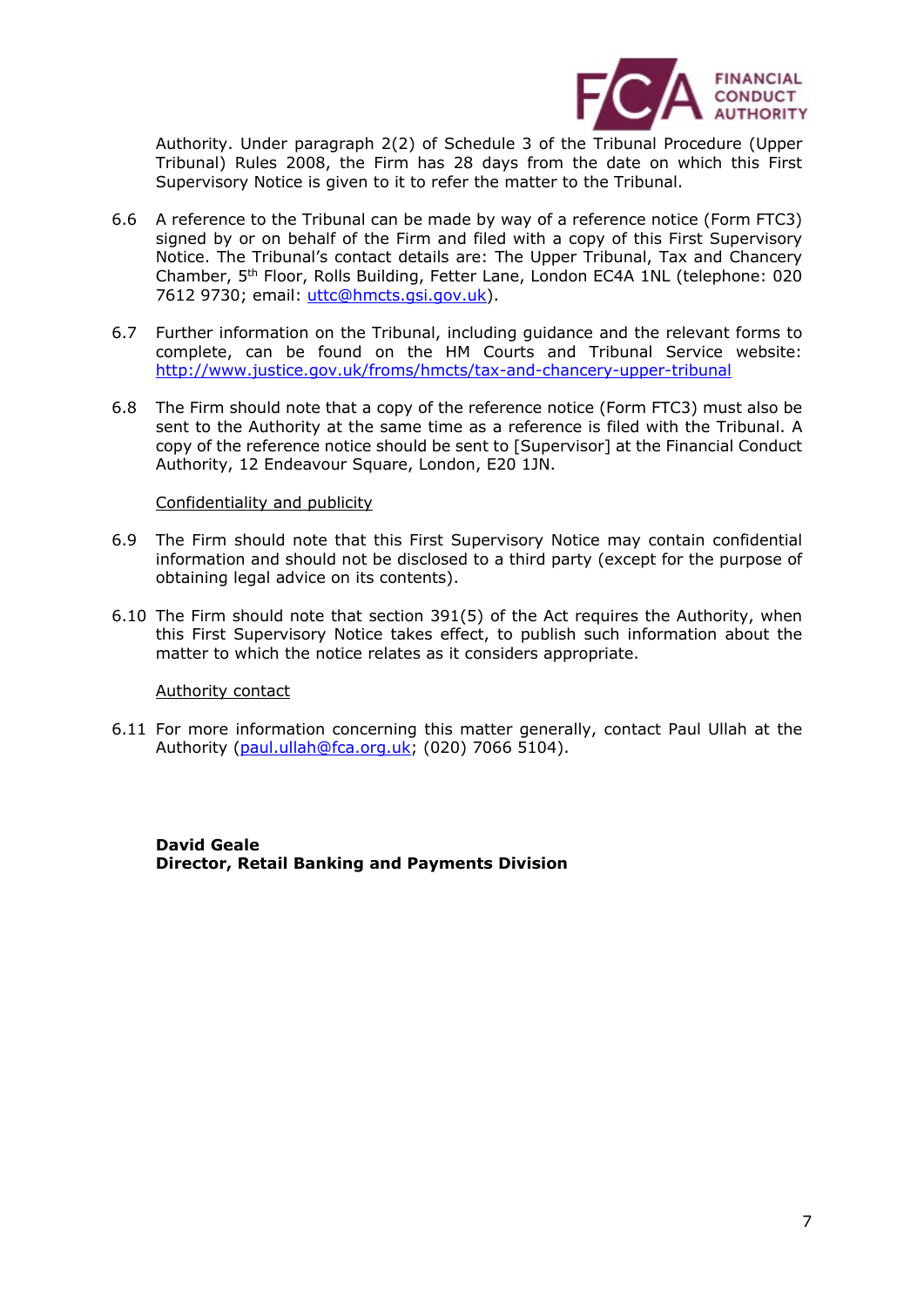Authority. Under paragraph 2(2) of Schedule 3 of the Tribunal Procedure (Upper Tribunal) Rules 2008, the Firm has 28 days from the date on which this First Supervisory Notice is given to it to refer the matter to the Tribunal.

6.6 A reference to the Tribunal can be made by way of a reference notice (Form FTC3) signed by or on behalf of the Firm and filed with a copy of this First Supervisory Notice. The Tribunal's contact details are: The Upper Tribunal, Tax and Chancery Chamber, 5th Floor, Rolls Building, Fetter Lane, London EC4A 1NL (telephone: 020 7612 9730; email: uttc@hmcts.gsi.gov.uk).

6.7 Further information on the Tribunal, including guidance and the relevant forms to complete, can be found on the HM Courts and Tribunal Service website: http://www.justice.gov.uk/froms/hmcts/tax-and-chancery-upper-tribunal

6.8 The Firm should note that a copy of the reference notice (Form FTC3) must also be sent to the Authority at the same time as a reference is filed with the Tribunal. A copy of the reference notice should be sent to [Supervisor] at the Financial Conduct Authority, 12 Endeavour Square, London, E20 1JN.

Confidentiality and publicity

6.9 The Firm should note that this First Supervisory Notice may contain confidential information and should not be disclosed to a third party (except for the purpose of obtaining legal advice on its contents).

6.10 The Firm should note that section 391(5) of the Act requires the Authority, when this First Supervisory Notice takes effect, to publish such information about the matter to which the notice relates as it considers appropriate.

Authority contact

6.11 For more information concerning this matter generally, contact Paul Ullah at the Authority (paul.ullah@fca.org.uk; (020) 7066 5104).

**David Geale**
**Director, Retail Banking and Payments Division**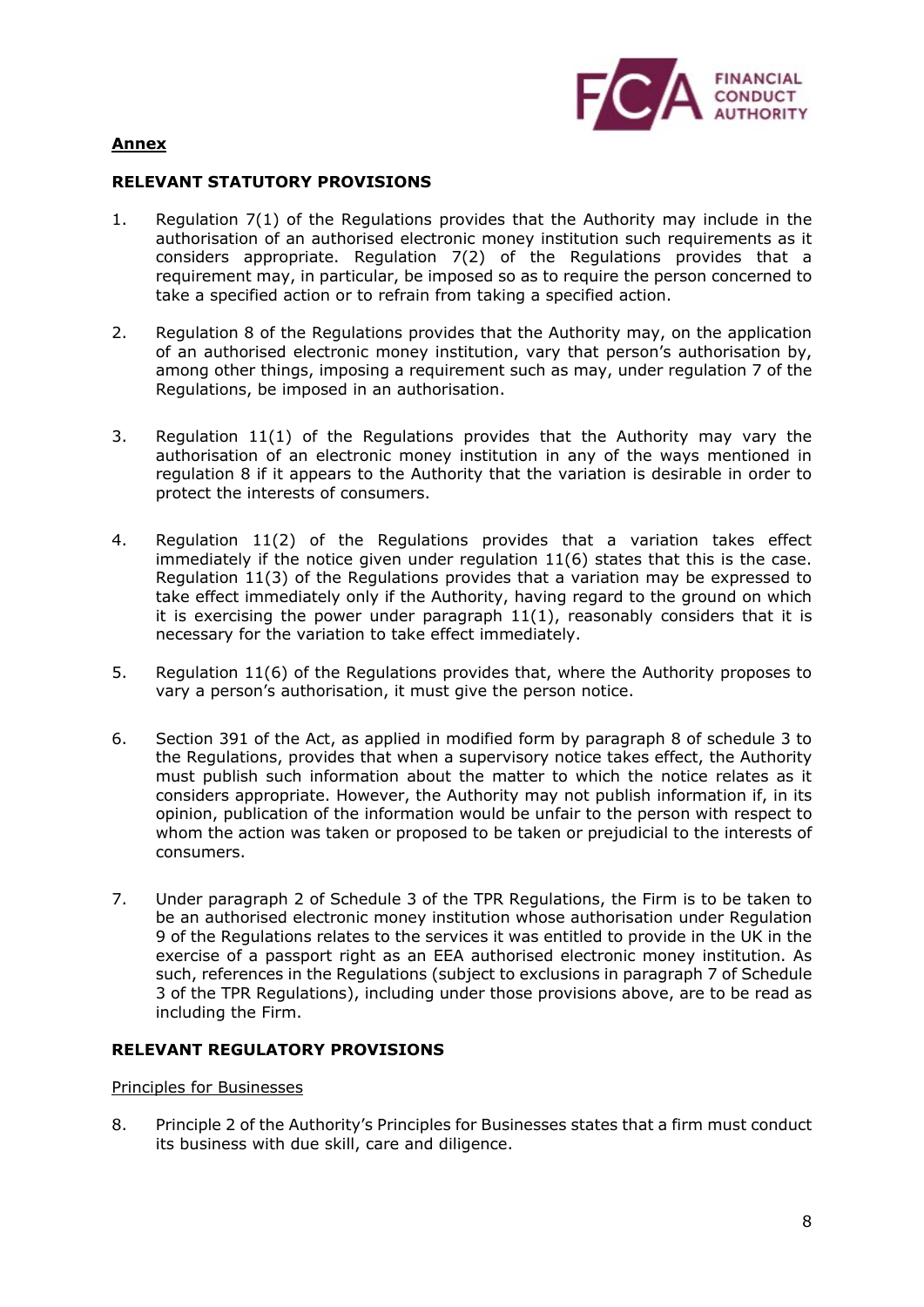**Annex**

**RELEVANT STATUTORY PROVISIONS**

1. Regulation 7(1) of the Regulations provides that the Authority may include in the authorisation of an authorised electronic money institution such requirements as it considers appropriate. Regulation 7(2) of the Regulations provides that a requirement may, in particular, be imposed so as to require the person concerned to take a specified action or to refrain from taking a specified action.

2. Regulation 8 of the Regulations provides that the Authority may, on the application of an authorised electronic money institution, vary that person's authorisation by, among other things, imposing a requirement such as may, under regulation 7 of the Regulations, be imposed in an authorisation.

3. Regulation 11(1) of the Regulations provides that the Authority may vary the authorisation of an electronic money institution in any of the ways mentioned in regulation 8 if it appears to the Authority that the variation is desirable in order to protect the interests of consumers.

4. Regulation 11(2) of the Regulations provides that a variation takes effect immediately if the notice given under regulation 11(6) states that this is the case. Regulation 11(3) of the Regulations provides that a variation may be expressed to take effect immediately only if the Authority, having regard to the ground on which it is exercising the power under paragraph 11(1), reasonably considers that it is necessary for the variation to take effect immediately.

5. Regulation 11(6) of the Regulations provides that, where the Authority proposes to vary a person's authorisation, it must give the person notice.

6. Section 391 of the Act, as applied in modified form by paragraph 8 of schedule 3 to the Regulations, provides that when a supervisory notice takes effect, the Authority must publish such information about the matter to which the notice relates as it considers appropriate. However, the Authority may not publish information if, in its opinion, publication of the information would be unfair to the person with respect to whom the action was taken or proposed to be taken or prejudicial to the interests of consumers.

7. Under paragraph 2 of Schedule 3 of the TPR Regulations, the Firm is to be taken to be an authorised electronic money institution whose authorisation under Regulation 9 of the Regulations relates to the services it was entitled to provide in the UK in the exercise of a passport right as an EEA authorised electronic money institution. As such, references in the Regulations (subject to exclusions in paragraph 7 of Schedule 3 of the TPR Regulations), including under those provisions above, are to be read as including the Firm.

**RELEVANT REGULATORY PROVISIONS**

Principles for Businesses

8. Principle 2 of the Authority's Principles for Businesses states that a firm must conduct its business with due skill, care and diligence.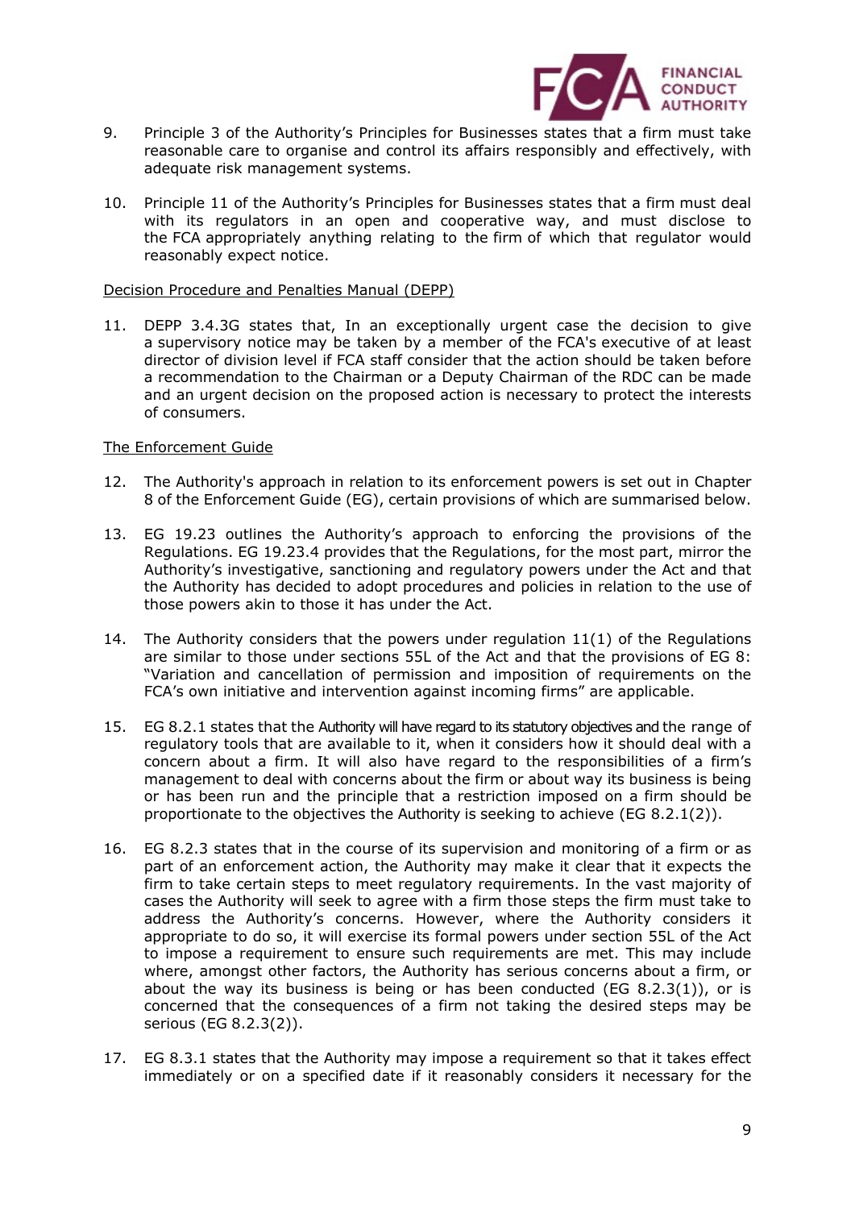9. Principle 3 of the Authority's Principles for Businesses states that a firm must take reasonable care to organise and control its affairs responsibly and effectively, with adequate risk management systems.

10. Principle 11 of the Authority's Principles for Businesses states that a firm must deal with its regulators in an open and cooperative way, and must disclose to the FCA appropriately anything relating to the firm of which that regulator would reasonably expect notice.

Decision Procedure and Penalties Manual (DEPP)

11. DEPP 3.4.3G states that, In an exceptionally urgent case the decision to give a supervisory notice may be taken by a member of the FCA's executive of at least director of division level if FCA staff consider that the action should be taken before a recommendation to the Chairman or a Deputy Chairman of the RDC can be made and an urgent decision on the proposed action is necessary to protect the interests of consumers.

The Enforcement Guide

12. The Authority's approach in relation to its enforcement powers is set out in Chapter 8 of the Enforcement Guide (EG), certain provisions of which are summarised below.

13. EG 19.23 outlines the Authority's approach to enforcing the provisions of the Regulations. EG 19.23.4 provides that the Regulations, for the most part, mirror the Authority's investigative, sanctioning and regulatory powers under the Act and that the Authority has decided to adopt procedures and policies in relation to the use of those powers akin to those it has under the Act.

14. The Authority considers that the powers under regulation 11(1) of the Regulations are similar to those under sections 55L of the Act and that the provisions of EG 8: "Variation and cancellation of permission and imposition of requirements on the FCA's own initiative and intervention against incoming firms" are applicable.

15. EG 8.2.1 states that the Authority will have regard to its statutory objectives and the range of regulatory tools that are available to it, when it considers how it should deal with a concern about a firm. It will also have regard to the responsibilities of a firm's management to deal with concerns about the firm or about way its business is being or has been run and the principle that a restriction imposed on a firm should be proportionate to the objectives the Authority is seeking to achieve (EG 8.2.1(2)).

16. EG 8.2.3 states that in the course of its supervision and monitoring of a firm or as part of an enforcement action, the Authority may make it clear that it expects the firm to take certain steps to meet regulatory requirements. In the vast majority of cases the Authority will seek to agree with a firm those steps the firm must take to address the Authority's concerns. However, where the Authority considers it appropriate to do so, it will exercise its formal powers under section 55L of the Act to impose a requirement to ensure such requirements are met. This may include where, amongst other factors, the Authority has serious concerns about a firm, or about the way its business is being or has been conducted (EG 8.2.3(1)), or is concerned that the consequences of a firm not taking the desired steps may be serious (EG 8.2.3(2)).

17. EG 8.3.1 states that the Authority may impose a requirement so that it takes effect immediately or on a specified date if it reasonably considers it necessary for the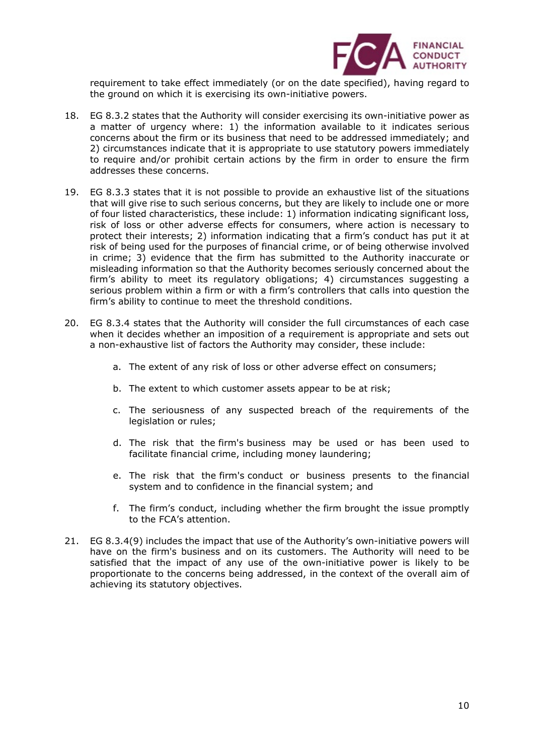requirement to take effect immediately (or on the date specified), having regard to the ground on which it is exercising its own-initiative powers.

18. EG 8.3.2 states that the Authority will consider exercising its own-initiative power as a matter of urgency where: 1) the information available to it indicates serious concerns about the firm or its business that need to be addressed immediately; and 2) circumstances indicate that it is appropriate to use statutory powers immediately to require and/or prohibit certain actions by the firm in order to ensure the firm addresses these concerns.

19. EG 8.3.3 states that it is not possible to provide an exhaustive list of the situations that will give rise to such serious concerns, but they are likely to include one or more of four listed characteristics, these include: 1) information indicating significant loss, risk of loss or other adverse effects for consumers, where action is necessary to protect their interests; 2) information indicating that a firm's conduct has put it at risk of being used for the purposes of financial crime, or of being otherwise involved in crime; 3) evidence that the firm has submitted to the Authority inaccurate or misleading information so that the Authority becomes seriously concerned about the firm's ability to meet its regulatory obligations; 4) circumstances suggesting a serious problem within a firm or with a firm's controllers that calls into question the firm's ability to continue to meet the threshold conditions.

20. EG 8.3.4 states that the Authority will consider the full circumstances of each case when it decides whether an imposition of a requirement is appropriate and sets out a non-exhaustive list of factors the Authority may consider, these include:

    a. The extent of any risk of loss or other adverse effect on consumers;

    b. The extent to which customer assets appear to be at risk;

    c. The seriousness of any suspected breach of the requirements of the legislation or rules;

    d. The risk that the firm's business may be used or has been used to facilitate financial crime, including money laundering;

    e. The risk that the firm's conduct or business presents to the financial system and to confidence in the financial system; and

    f. The firm's conduct, including whether the firm brought the issue promptly to the FCA's attention.

21. EG 8.3.4(9) includes the impact that use of the Authority's own-initiative powers will have on the firm's business and on its customers. The Authority will need to be satisfied that the impact of any use of the own-initiative power is likely to be proportionate to the concerns being addressed, in the context of the overall aim of achieving its statutory objectives.